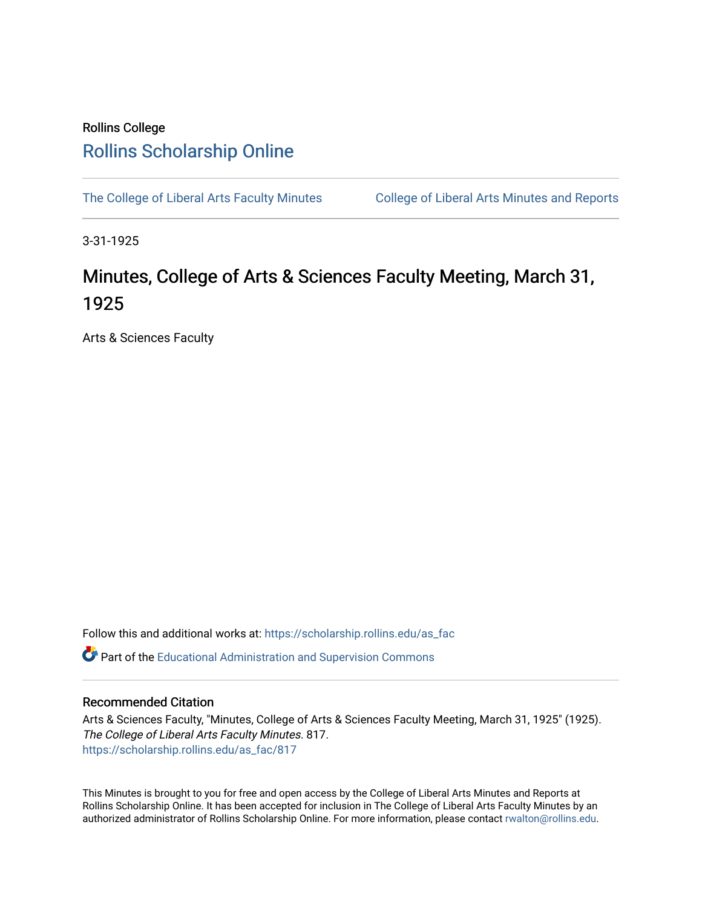Rollins College

# Rollins Scholarship Online

The College of Liberal Arts Faculty Minutes

College of Liberal Arts Minutes and Reports

3-31-1925

## Minutes, College of Arts & Sciences Faculty Meeting, March 31, 1925

Arts & Sciences Faculty

Follow this and additional works at: https://scholarship.rollins.edu/as_fac

Part of the Educational Administration and Supervision Commons

### Recommended Citation

Arts & Sciences Faculty, "Minutes, College of Arts & Sciences Faculty Meeting, March 31, 1925" (1925). *The College of Liberal Arts Faculty Minutes*. 817.
https://scholarship.rollins.edu/as_fac/817

This Minutes is brought to you for free and open access by the College of Liberal Arts Minutes and Reports at Rollins Scholarship Online. It has been accepted for inclusion in The College of Liberal Arts Faculty Minutes by an authorized administrator of Rollins Scholarship Online. For more information, please contact rwalton@rollins.edu.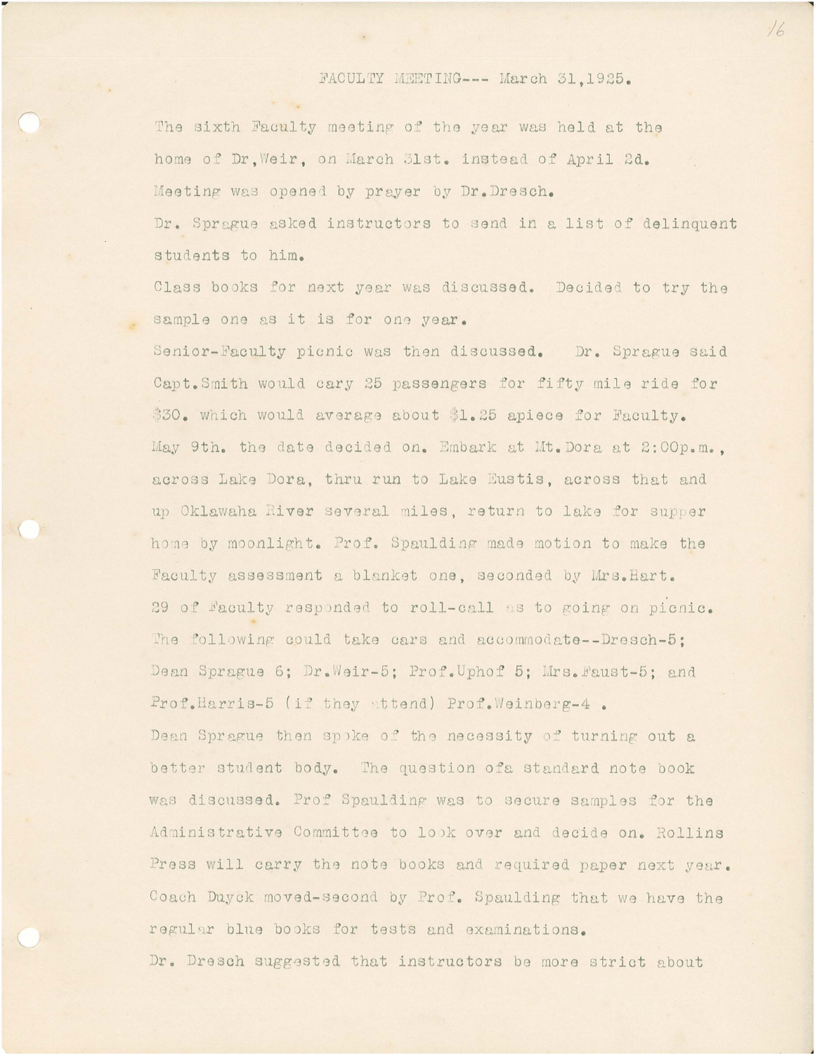FACULTY MEETING--- March 31,1925.

The sixth Faculty meeting of the year was held at the home of Dr,Weir, on March 31st. instead of April 2d. Meeting was opened by prayer by Dr.Dresch.

Dr. Sprague asked instructors to send in a list of delinquent students to him.

Class books for next year was discussed. Decided to try the sample one as it is for one year.

Senior-Faculty picnic was then discussed. Dr. Sprague said Capt.Smith would cary 25 passengers for fifty mile ride for $30. which would average about $1.25 apiece for Faculty. May 9th. the date decided on. Embark at Mt.Dora at 2:00p.m., across Lake Dora, thru run to Lake Eustis, across that and up Oklawaha River several miles, return to lake for supper home by moonlight. Prof. Spaulding made motion to make the Faculty assessment a blanket one, seconded by Mrs.Hart. 29 of Faculty responded to roll-call as to going on picnic. The following could take cars and accommodate--Dresch-5; Dean Sprague 6; Dr.Weir-5; Prof.Uphof 5; Mrs.Faust-5; and Prof.Harris-5 (if they attend) Prof.Weinberg-4 .

Dean Sprague then spoke of the necessity of turning out a better student body. The question ofa standard note book was discussed. Prof Spaulding was to secure samples for the Administrative Committee to look over and decide on. Rollins Press will carry the note books and required paper next year. Coach Duyck moved-second by Prof. Spaulding that we have the regular blue books for tests and examinations.

Dr. Dresch suggested that instructors be more strict about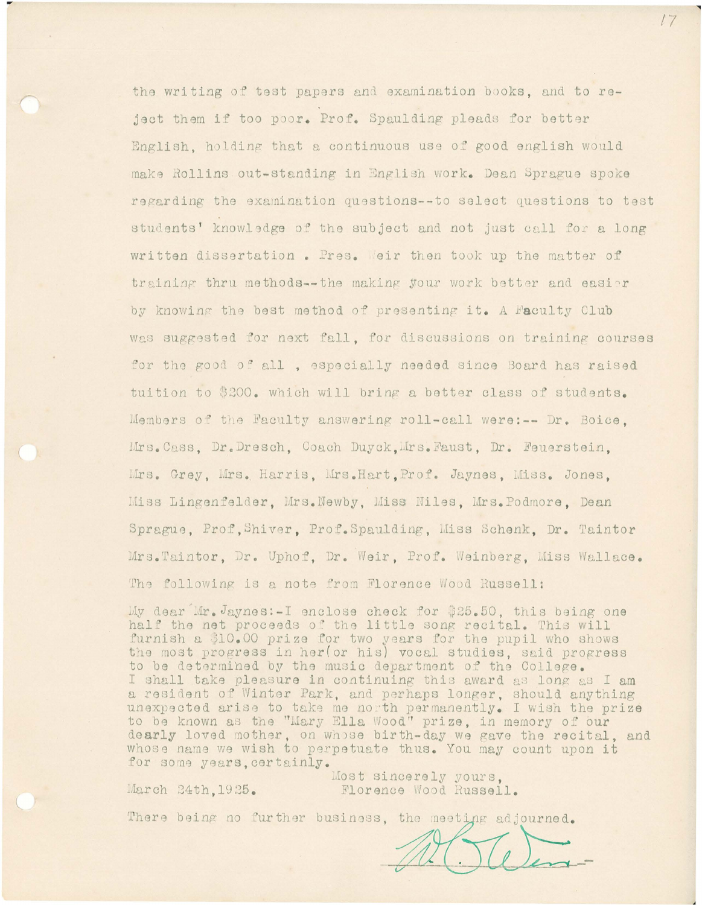the writing of test papers and examination books, and to reject them if too poor. Prof. Spaulding pleads for better English, holding that a continuous use of good english would make Rollins out-standing in English work. Dean Sprague spoke regarding the examination questions--to select questions to test students' knowledge of the subject and not just call for a long written dissertation . Pres. Weir then took up the matter of training thru methods--the making your work better and easier by knowing the best method of presenting it. A Faculty Club was suggested for next fall, for discussions on training courses for the good of all , especially needed since Board has raised tuition to $200. which will bring a better class of students. Members of the Faculty answering roll-call were:-- Dr. Boice, Mrs.Cass, Dr.Dresch, Coach Duyck,Mrs.Faust, Dr. Feuerstein, Mrs. Grey, Mrs. Harris, Mrs.Hart,Prof. Jaynes, Miss. Jones, Miss Lingenfelder, Mrs.Newby, Miss Niles, Mrs.Podmore, Dean Sprague, Prof,Shiver, Prof.Spaulding, Miss Schenk, Dr. Taintor Mrs.Taintor, Dr. Uphof, Dr. Weir, Prof. Weinberg, Miss Wallace. The following is a note from Florence Wood Russell:

My dear Mr.Jaynes:-I enclose check for $25.50, this being one half the net proceeds of the little song recital. This will furnish a $10.00 prize for two years for the pupil who shows the most progress in her(or his) vocal studies, said progress to be determined by the music department of the College. I shall take pleasure in continuing this award as long as I am a resident of Winter Park, and perhaps longer, should anything unexpected arise to take me north permanently. I wish the prize to be known as the "Mary Ella Wood" prize, in memory of our dearly loved mother, on whose birth-day we gave the recital, and whose name we wish to perpetuate thus. You may count upon it for some years,certainly.

Most sincerely yours,
March 24th,1925. Florence Wood Russell.

There being no further business, the meeting adjourned.

W. C. Weir